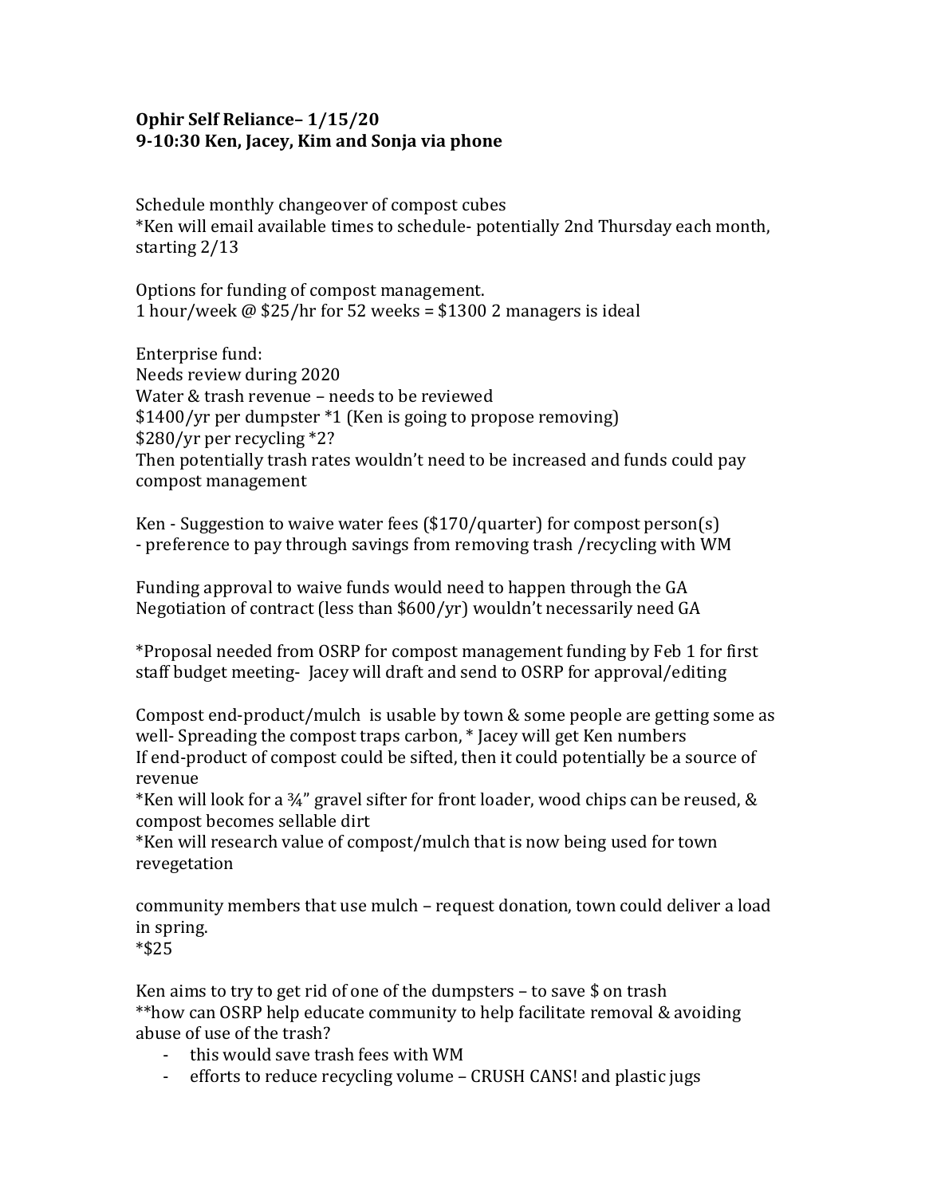**Ophir Self Reliance– 1/15/20**
**9-10:30 Ken, Jacey, Kim and Sonja via phone**

Schedule monthly changeover of compost cubes
*Ken will email available times to schedule- potentially 2nd Thursday each month, starting 2/13

Options for funding of compost management.
1 hour/week @ $25/hr for 52 weeks = $1300 2 managers is ideal

Enterprise fund:
Needs review during 2020
Water & trash revenue – needs to be reviewed
$1400/yr per dumpster *1 (Ken is going to propose removing)
$280/yr per recycling *2?
Then potentially trash rates wouldn't need to be increased and funds could pay compost management

Ken - Suggestion to waive water fees ($170/quarter) for compost person(s)
- preference to pay through savings from removing trash /recycling with WM

Funding approval to waive funds would need to happen through the GA
Negotiation of contract (less than $600/yr) wouldn't necessarily need GA

*Proposal needed from OSRP for compost management funding by Feb 1 for first staff budget meeting- Jacey will draft and send to OSRP for approval/editing

Compost end-product/mulch is usable by town & some people are getting some as well- Spreading the compost traps carbon, * Jacey will get Ken numbers
If end-product of compost could be sifted, then it could potentially be a source of revenue
*Ken will look for a ¾" gravel sifter for front loader, wood chips can be reused, & compost becomes sellable dirt
*Ken will research value of compost/mulch that is now being used for town revegetation

community members that use mulch – request donation, town could deliver a load in spring.
*$25

Ken aims to try to get rid of one of the dumpsters – to save $ on trash
**how can OSRP help educate community to help facilitate removal & avoiding abuse of use of the trash?

- this would save trash fees with WM
- efforts to reduce recycling volume – CRUSH CANS! and plastic jugs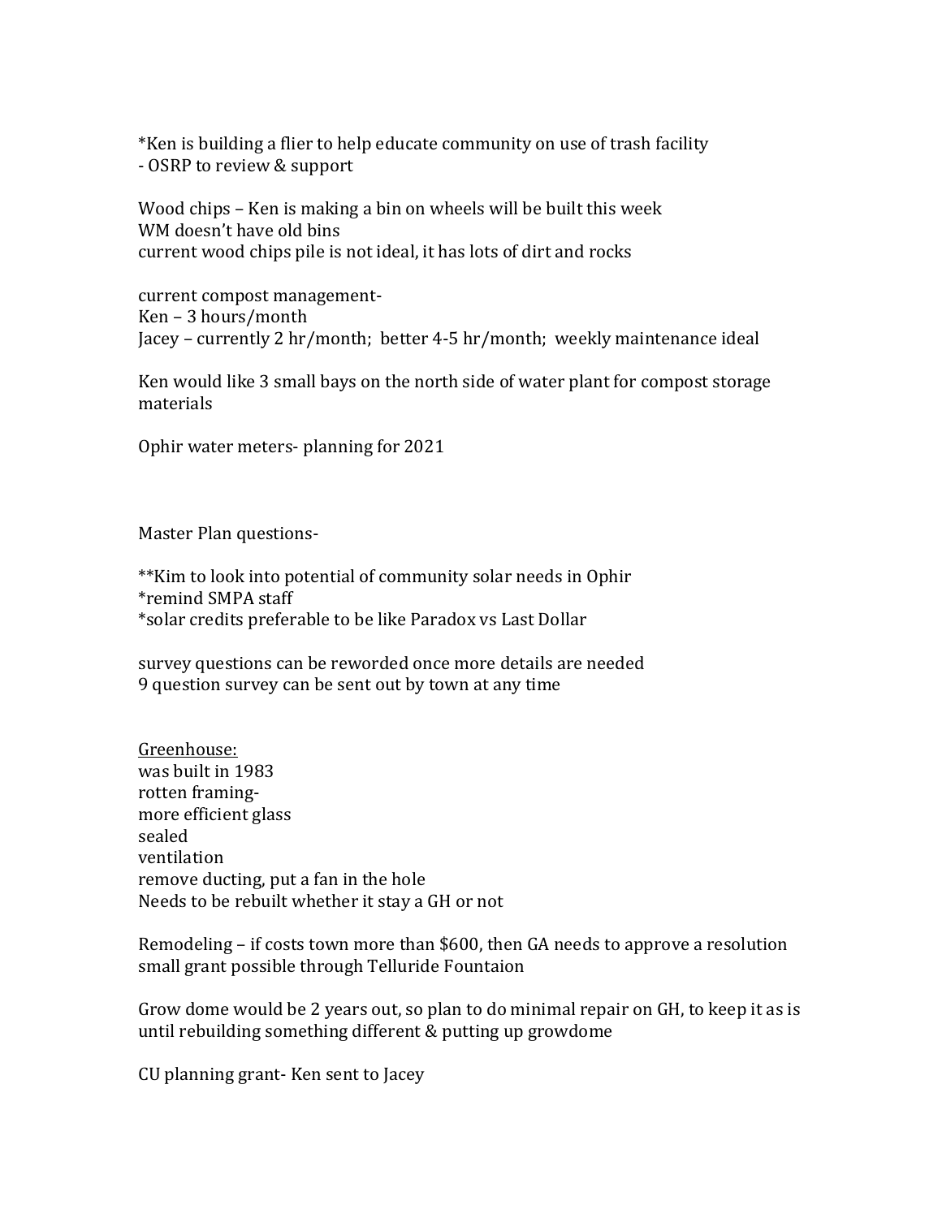*Ken is building a flier to help educate community on use of trash facility
- OSRP to review & support

Wood chips – Ken is making a bin on wheels will be built this week
WM doesn't have old bins
current wood chips pile is not ideal, it has lots of dirt and rocks

current compost management-
Ken – 3 hours/month
Jacey – currently 2 hr/month; better 4-5 hr/month; weekly maintenance ideal

Ken would like 3 small bays on the north side of water plant for compost storage materials

Ophir water meters- planning for 2021

Master Plan questions-

**Kim to look into potential of community solar needs in Ophir
*remind SMPA staff
*solar credits preferable to be like Paradox vs Last Dollar

survey questions can be reworded once more details are needed
9 question survey can be sent out by town at any time

<u>Greenhouse:</u>
was built in 1983
rotten framing-
more efficient glass
sealed
ventilation
remove ducting, put a fan in the hole
Needs to be rebuilt whether it stay a GH or not

Remodeling – if costs town more than $600, then GA needs to approve a resolution
small grant possible through Telluride Fountaion

Grow dome would be 2 years out, so plan to do minimal repair on GH, to keep it as is until rebuilding something different & putting up growdome

CU planning grant- Ken sent to Jacey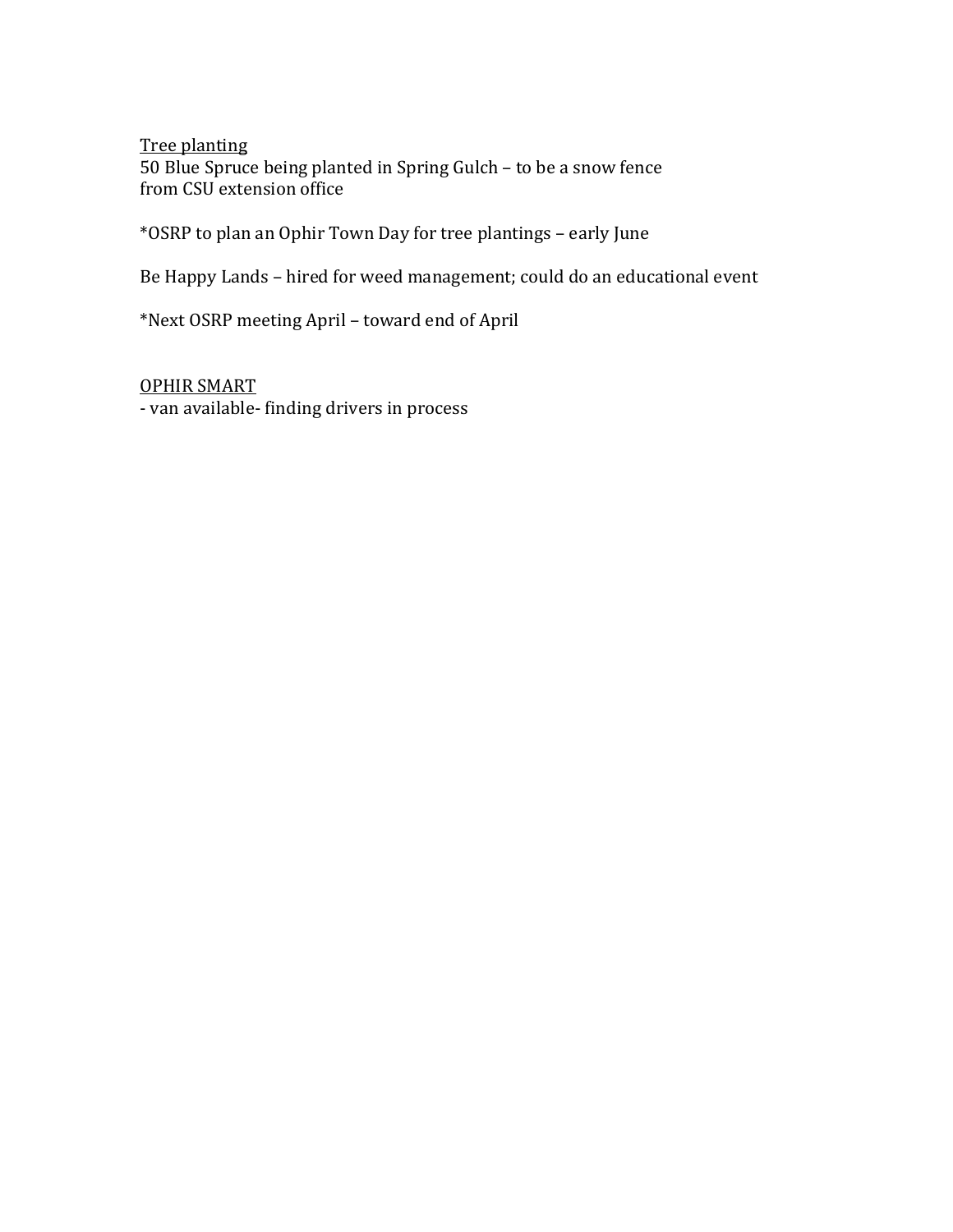<u>Tree planting</u>
50 Blue Spruce being planted in Spring Gulch – to be a snow fence
from CSU extension office

*OSRP to plan an Ophir Town Day for tree plantings – early June

Be Happy Lands – hired for weed management; could do an educational event

*Next OSRP meeting April – toward end of April

<u>OPHIR SMART</u>
- van available- finding drivers in process